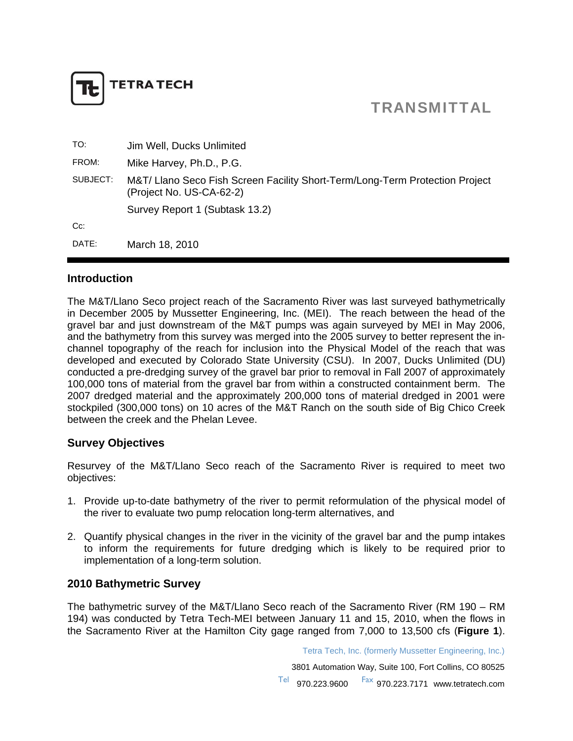TETRA TECH

# TRANSMITTAL

| | |
|---|---|
| TO: | Jim Well, Ducks Unlimited |
| FROM: | Mike Harvey, Ph.D., P.G. |
| SUBJECT: | M&T/ Llano Seco Fish Screen Facility Short-Term/Long-Term Protection Project (Project No. US-CA-62-2) |
| | Survey Report 1 (Subtask 13.2) |
| Cc: | |
| DATE: | March 18, 2010 |

## Introduction

The M&T/Llano Seco project reach of the Sacramento River was last surveyed bathymetrically in December 2005 by Mussetter Engineering, Inc. (MEI). The reach between the head of the gravel bar and just downstream of the M&T pumps was again surveyed by MEI in May 2006, and the bathymetry from this survey was merged into the 2005 survey to better represent the in-channel topography of the reach for inclusion into the Physical Model of the reach that was developed and executed by Colorado State University (CSU). In 2007, Ducks Unlimited (DU) conducted a pre-dredging survey of the gravel bar prior to removal in Fall 2007 of approximately 100,000 tons of material from the gravel bar from within a constructed containment berm. The 2007 dredged material and the approximately 200,000 tons of material dredged in 2001 were stockpiled (300,000 tons) on 10 acres of the M&T Ranch on the south side of Big Chico Creek between the creek and the Phelan Levee.

## Survey Objectives

Resurvey of the M&T/Llano Seco reach of the Sacramento River is required to meet two objectives:

1. Provide up-to-date bathymetry of the river to permit reformulation of the physical model of the river to evaluate two pump relocation long-term alternatives, and

2. Quantify physical changes in the river in the vicinity of the gravel bar and the pump intakes to inform the requirements for future dredging which is likely to be required prior to implementation of a long-term solution.

## 2010 Bathymetric Survey

The bathymetric survey of the M&T/Llano Seco reach of the Sacramento River (RM 190 – RM 194) was conducted by Tetra Tech-MEI between January 11 and 15, 2010, when the flows in the Sacramento River at the Hamilton City gage ranged from 7,000 to 13,500 cfs (**Figure 1**).

Tetra Tech, Inc. (formerly Mussetter Engineering, Inc.)

3801 Automation Way, Suite 100, Fort Collins, CO 80525

Tel 970.223.9600 Fax 970.223.7171 www.tetratech.com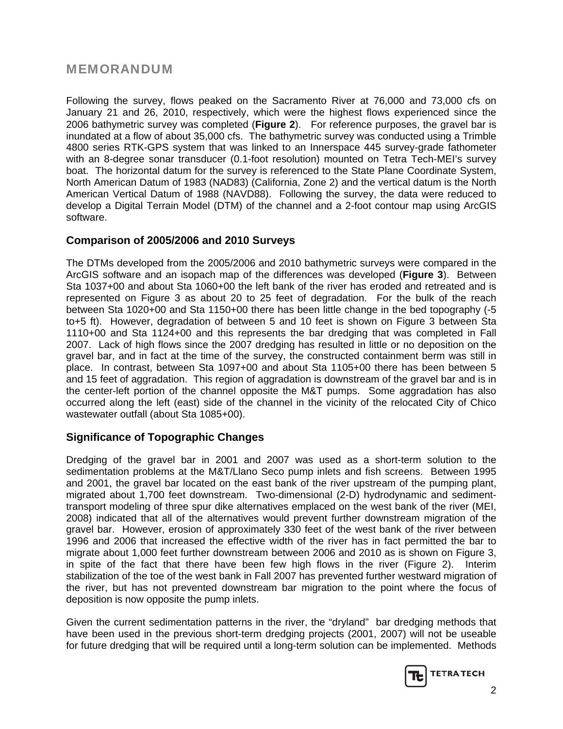# MEMORANDUM

Following the survey, flows peaked on the Sacramento River at 76,000 and 73,000 cfs on January 21 and 26, 2010, respectively, which were the highest flows experienced since the 2006 bathymetric survey was completed (**Figure 2**). For reference purposes, the gravel bar is inundated at a flow of about 35,000 cfs. The bathymetric survey was conducted using a Trimble 4800 series RTK-GPS system that was linked to an Innerspace 445 survey-grade fathometer with an 8-degree sonar transducer (0.1-foot resolution) mounted on Tetra Tech-MEI's survey boat. The horizontal datum for the survey is referenced to the State Plane Coordinate System, North American Datum of 1983 (NAD83) (California, Zone 2) and the vertical datum is the North American Vertical Datum of 1988 (NAVD88). Following the survey, the data were reduced to develop a Digital Terrain Model (DTM) of the channel and a 2-foot contour map using ArcGIS software.

## Comparison of 2005/2006 and 2010 Surveys

The DTMs developed from the 2005/2006 and 2010 bathymetric surveys were compared in the ArcGIS software and an isopach map of the differences was developed (**Figure 3**). Between Sta 1037+00 and about Sta 1060+00 the left bank of the river has eroded and retreated and is represented on Figure 3 as about 20 to 25 feet of degradation. For the bulk of the reach between Sta 1020+00 and Sta 1150+00 there has been little change in the bed topography (-5 to+5 ft). However, degradation of between 5 and 10 feet is shown on Figure 3 between Sta 1110+00 and Sta 1124+00 and this represents the bar dredging that was completed in Fall 2007. Lack of high flows since the 2007 dredging has resulted in little or no deposition on the gravel bar, and in fact at the time of the survey, the constructed containment berm was still in place. In contrast, between Sta 1097+00 and about Sta 1105+00 there has been between 5 and 15 feet of aggradation. This region of aggradation is downstream of the gravel bar and is in the center-left portion of the channel opposite the M&T pumps. Some aggradation has also occurred along the left (east) side of the channel in the vicinity of the relocated City of Chico wastewater outfall (about Sta 1085+00).

## Significance of Topographic Changes

Dredging of the gravel bar in 2001 and 2007 was used as a short-term solution to the sedimentation problems at the M&T/Llano Seco pump inlets and fish screens. Between 1995 and 2001, the gravel bar located on the east bank of the river upstream of the pumping plant, migrated about 1,700 feet downstream. Two-dimensional (2-D) hydrodynamic and sediment-transport modeling of three spur dike alternatives emplaced on the west bank of the river (MEI, 2008) indicated that all of the alternatives would prevent further downstream migration of the gravel bar. However, erosion of approximately 330 feet of the west bank of the river between 1996 and 2006 that increased the effective width of the river has in fact permitted the bar to migrate about 1,000 feet further downstream between 2006 and 2010 as is shown on Figure 3, in spite of the fact that there have been few high flows in the river (Figure 2). Interim stabilization of the toe of the west bank in Fall 2007 has prevented further westward migration of the river, but has not prevented downstream bar migration to the point where the focus of deposition is now opposite the pump inlets.

Given the current sedimentation patterns in the river, the "dryland" bar dredging methods that have been used in the previous short-term dredging projects (2001, 2007) will not be useable for future dredging that will be required until a long-term solution can be implemented. Methods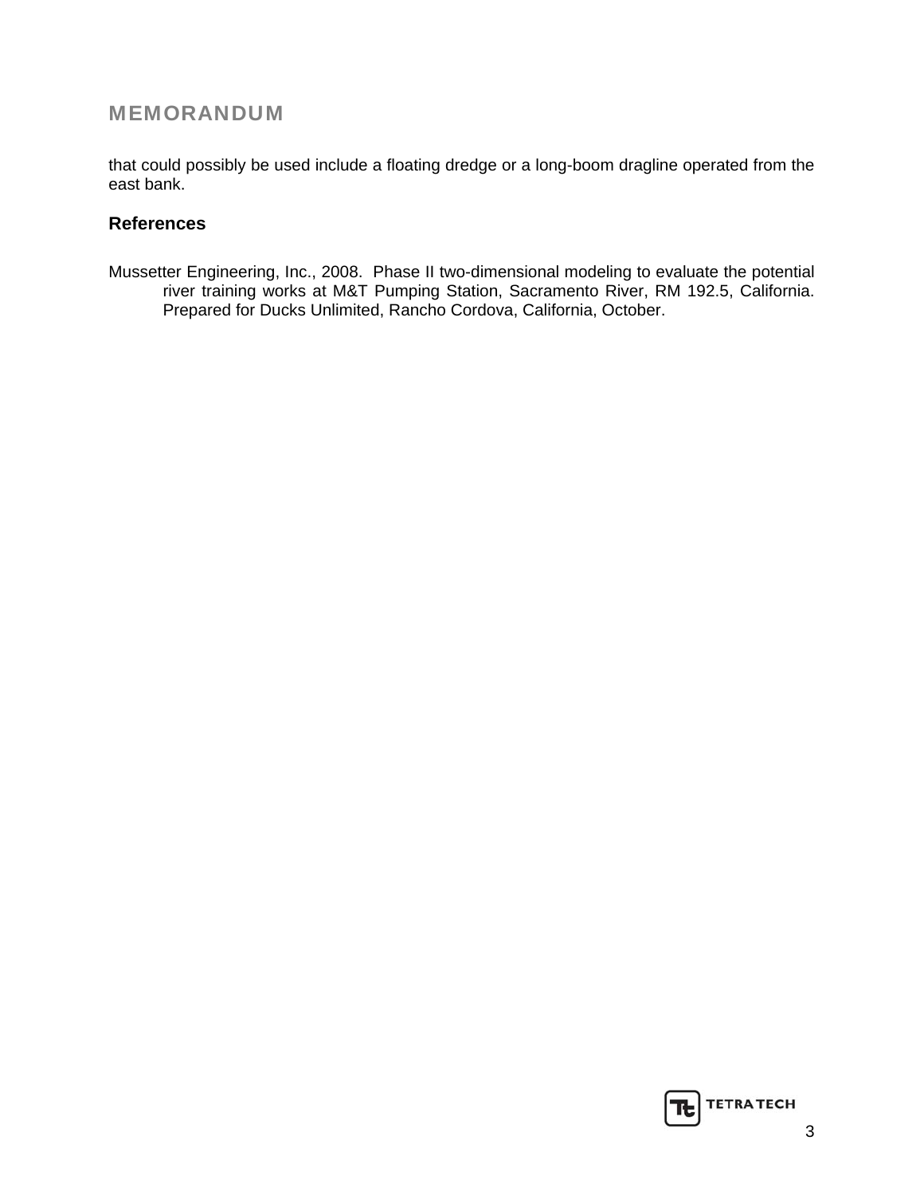that could possibly be used include a floating dredge or a long-boom dragline operated from the east bank.

## References

Mussetter Engineering, Inc., 2008. Phase II two-dimensional modeling to evaluate the potential river training works at M&T Pumping Station, Sacramento River, RM 192.5, California. Prepared for Ducks Unlimited, Rancho Cordova, California, October.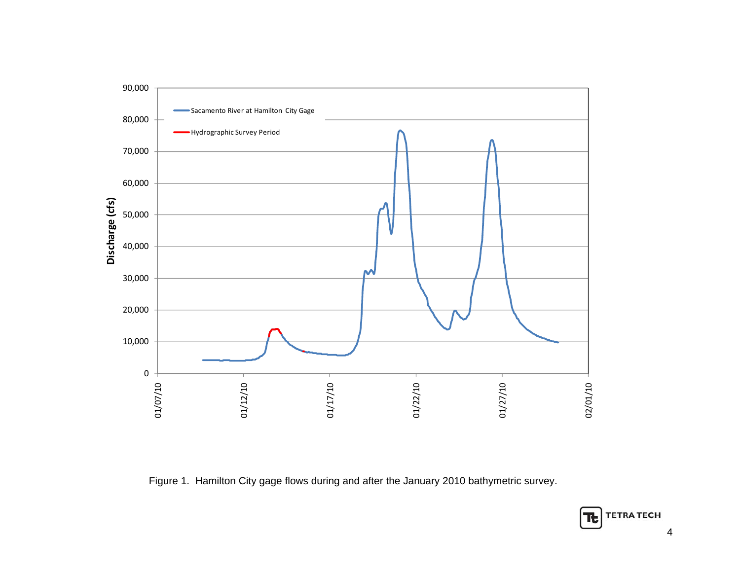Figure 1. Hamilton City gage flows during and after the January 2010 bathymetric survey.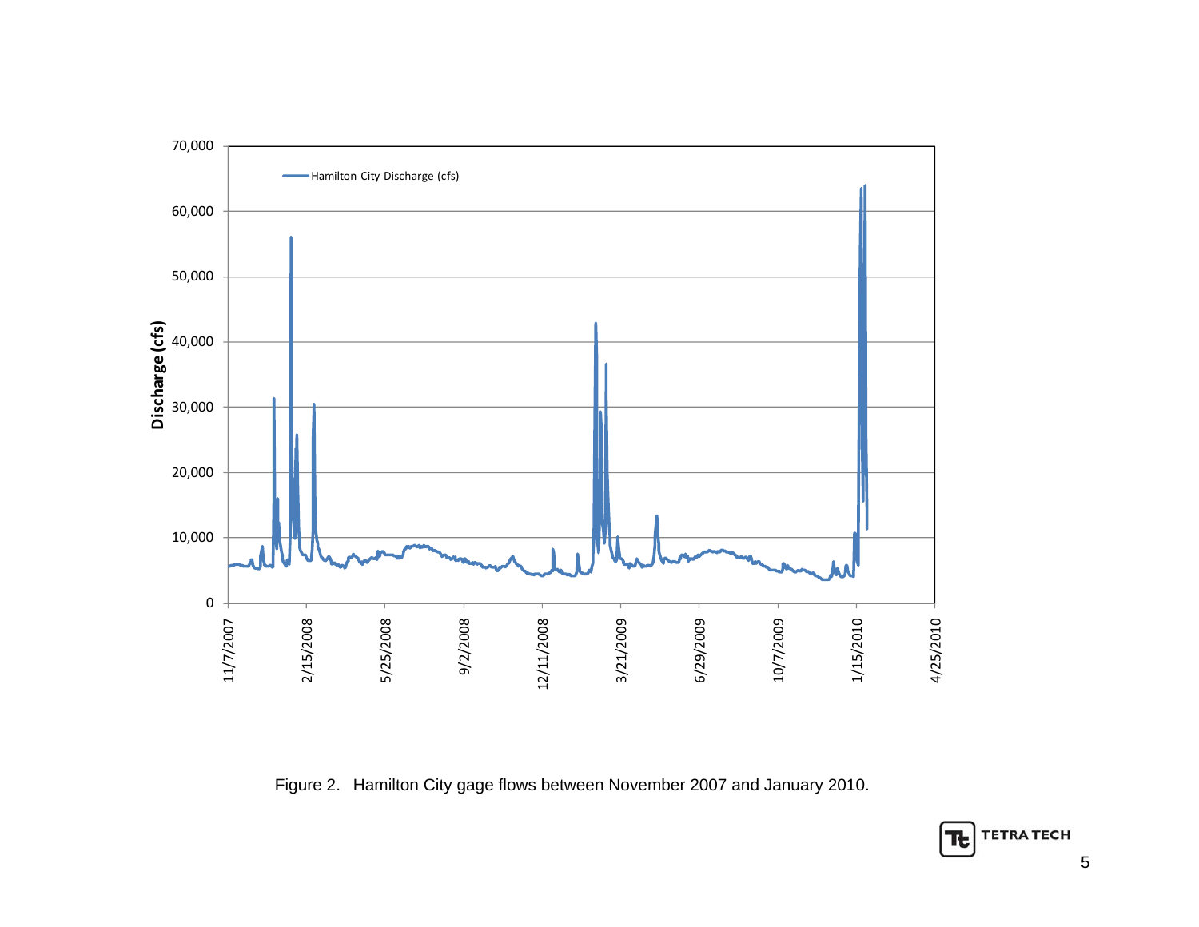Figure 2. Hamilton City gage flows between November 2007 and January 2010.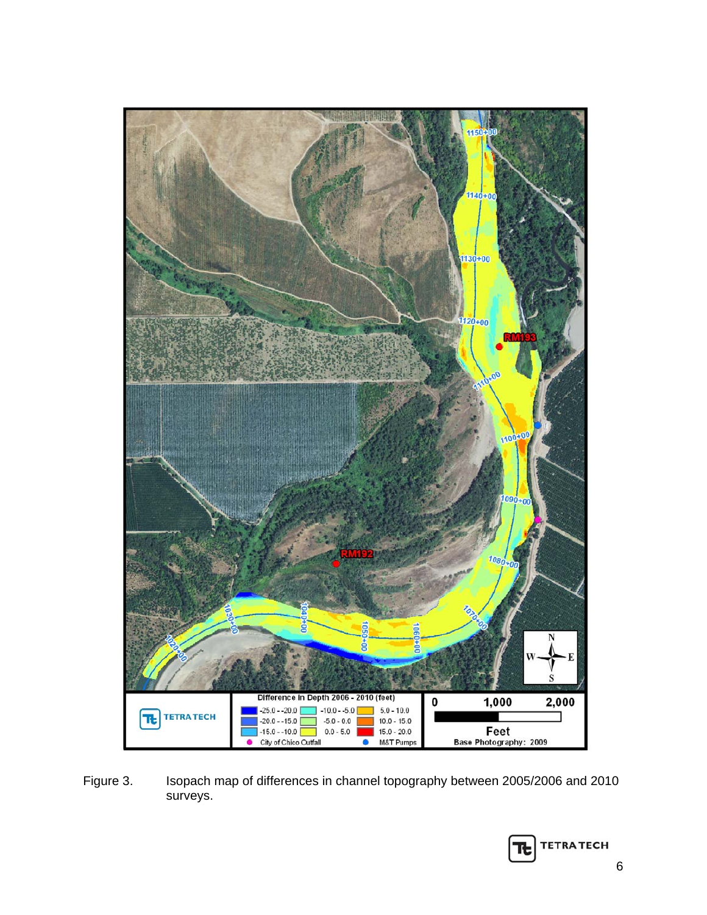Difference in Depth 2006 - 2010 (feet)

-25.0 - -20.0
-20.0 - -15.0
-15.0 - -10.0
-10.0 - -5.0
-5.0 - 0.0
0.0 - 5.0
5.0 - 10.0
10.0 - 15.0
15.0 - 20.0
City of Chico Cutfall
M&T Pumps

0 1,000 2,000
Feet
Base Photography: 2009

Figure 3. Isopach map of differences in channel topography between 2005/2006 and 2010 surveys.